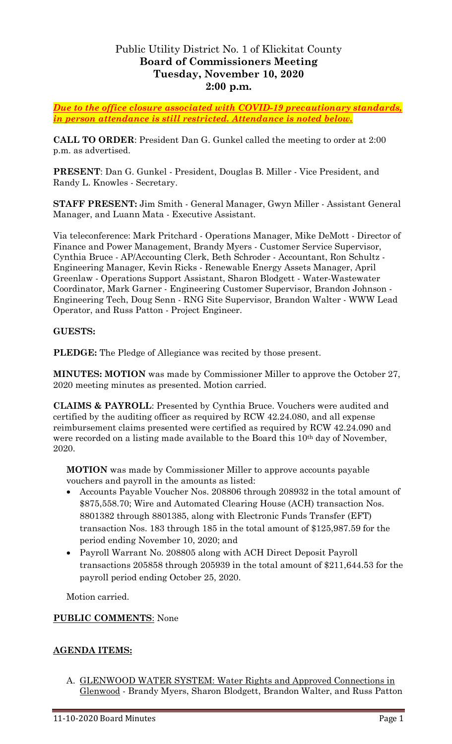# Public Utility District No. 1 of Klickitat County
## Board of Commissioners Meeting
## Tuesday, November 10, 2020
## 2:00 p.m.

***Due to the office closure associated with COVID-19 precautionary standards, in person attendance is still restricted. Attendance is noted below.***

**CALL TO ORDER**: President Dan G. Gunkel called the meeting to order at 2:00 p.m. as advertised.

**PRESENT**: Dan G. Gunkel - President, Douglas B. Miller - Vice President, and Randy L. Knowles - Secretary.

**STAFF PRESENT:** Jim Smith - General Manager, Gwyn Miller - Assistant General Manager, and Luann Mata - Executive Assistant.

Via teleconference: Mark Pritchard - Operations Manager, Mike DeMott - Director of Finance and Power Management, Brandy Myers - Customer Service Supervisor, Cynthia Bruce - AP/Accounting Clerk, Beth Schroder - Accountant, Ron Schultz - Engineering Manager, Kevin Ricks - Renewable Energy Assets Manager, April Greenlaw - Operations Support Assistant, Sharon Blodgett - Water-Wastewater Coordinator, Mark Garner - Engineering Customer Supervisor, Brandon Johnson - Engineering Tech, Doug Senn - RNG Site Supervisor, Brandon Walter - WWW Lead Operator, and Russ Patton - Project Engineer.

**GUESTS:**

**PLEDGE:** The Pledge of Allegiance was recited by those present.

**MINUTES: MOTION** was made by Commissioner Miller to approve the October 27, 2020 meeting minutes as presented. Motion carried.

**CLAIMS & PAYROLL**: Presented by Cynthia Bruce. Vouchers were audited and certified by the auditing officer as required by RCW 42.24.080, and all expense reimbursement claims presented were certified as required by RCW 42.24.090 and were recorded on a listing made available to the Board this 10th day of November, 2020.

**MOTION** was made by Commissioner Miller to approve accounts payable vouchers and payroll in the amounts as listed:

- Accounts Payable Voucher Nos. 208806 through 208932 in the total amount of $875,558.70; Wire and Automated Clearing House (ACH) transaction Nos. 8801382 through 8801385, along with Electronic Funds Transfer (EFT) transaction Nos. 183 through 185 in the total amount of $125,987.59 for the period ending November 10, 2020; and
- Payroll Warrant No. 208805 along with ACH Direct Deposit Payroll transactions 205858 through 205939 in the total amount of $211,644.53 for the payroll period ending October 25, 2020.

Motion carried.

**PUBLIC COMMENTS**: None

**AGENDA ITEMS:**

A. GLENWOOD WATER SYSTEM: Water Rights and Approved Connections in Glenwood - Brandy Myers, Sharon Blodgett, Brandon Walter, and Russ Patton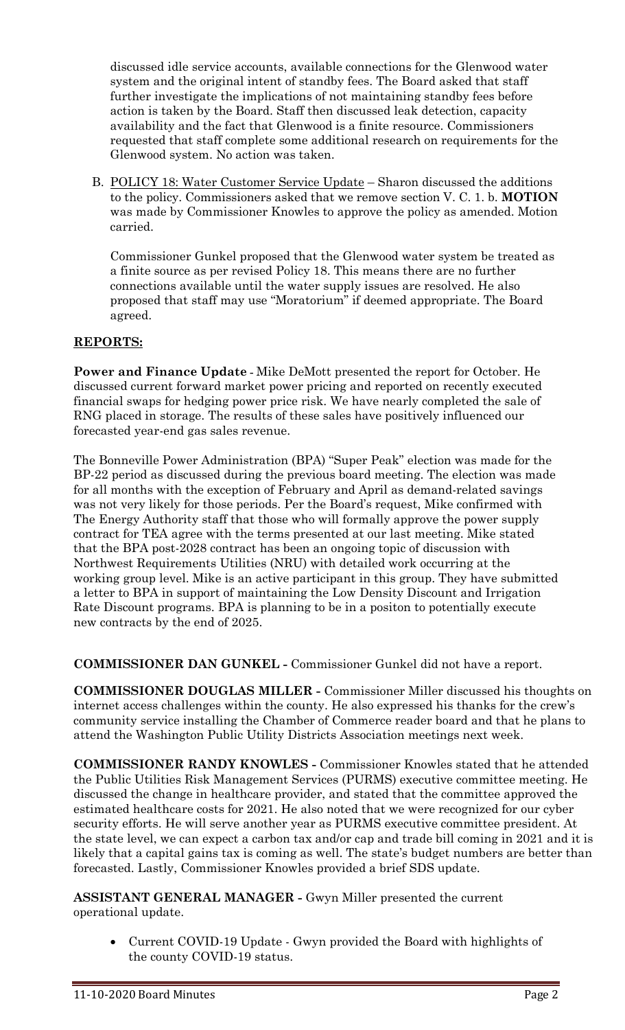discussed idle service accounts, available connections for the Glenwood water system and the original intent of standby fees. The Board asked that staff further investigate the implications of not maintaining standby fees before action is taken by the Board. Staff then discussed leak detection, capacity availability and the fact that Glenwood is a finite resource. Commissioners requested that staff complete some additional research on requirements for the Glenwood system. No action was taken.

B. <u>POLICY 18: Water Customer Service Update</u> – Sharon discussed the additions to the policy. Commissioners asked that we remove section V. C. 1. b. **MOTION** was made by Commissioner Knowles to approve the policy as amended. Motion carried.

Commissioner Gunkel proposed that the Glenwood water system be treated as a finite source as per revised Policy 18. This means there are no further connections available until the water supply issues are resolved. He also proposed that staff may use "Moratorium" if deemed appropriate. The Board agreed.

## <u>**REPORTS:**</u>

**Power and Finance Update** - Mike DeMott presented the report for October. He discussed current forward market power pricing and reported on recently executed financial swaps for hedging power price risk. We have nearly completed the sale of RNG placed in storage. The results of these sales have positively influenced our forecasted year-end gas sales revenue.

The Bonneville Power Administration (BPA) "Super Peak" election was made for the BP-22 period as discussed during the previous board meeting. The election was made for all months with the exception of February and April as demand-related savings was not very likely for those periods. Per the Board's request, Mike confirmed with The Energy Authority staff that those who will formally approve the power supply contract for TEA agree with the terms presented at our last meeting. Mike stated that the BPA post-2028 contract has been an ongoing topic of discussion with Northwest Requirements Utilities (NRU) with detailed work occurring at the working group level. Mike is an active participant in this group. They have submitted a letter to BPA in support of maintaining the Low Density Discount and Irrigation Rate Discount programs. BPA is planning to be in a positon to potentially execute new contracts by the end of 2025.

**COMMISSIONER DAN GUNKEL -** Commissioner Gunkel did not have a report.

**COMMISSIONER DOUGLAS MILLER -** Commissioner Miller discussed his thoughts on internet access challenges within the county. He also expressed his thanks for the crew's community service installing the Chamber of Commerce reader board and that he plans to attend the Washington Public Utility Districts Association meetings next week.

**COMMISSIONER RANDY KNOWLES -** Commissioner Knowles stated that he attended the Public Utilities Risk Management Services (PURMS) executive committee meeting. He discussed the change in healthcare provider, and stated that the committee approved the estimated healthcare costs for 2021. He also noted that we were recognized for our cyber security efforts. He will serve another year as PURMS executive committee president. At the state level, we can expect a carbon tax and/or cap and trade bill coming in 2021 and it is likely that a capital gains tax is coming as well. The state's budget numbers are better than forecasted. Lastly, Commissioner Knowles provided a brief SDS update.

**ASSISTANT GENERAL MANAGER -** Gwyn Miller presented the current operational update.

- Current COVID-19 Update - Gwyn provided the Board with highlights of the county COVID-19 status.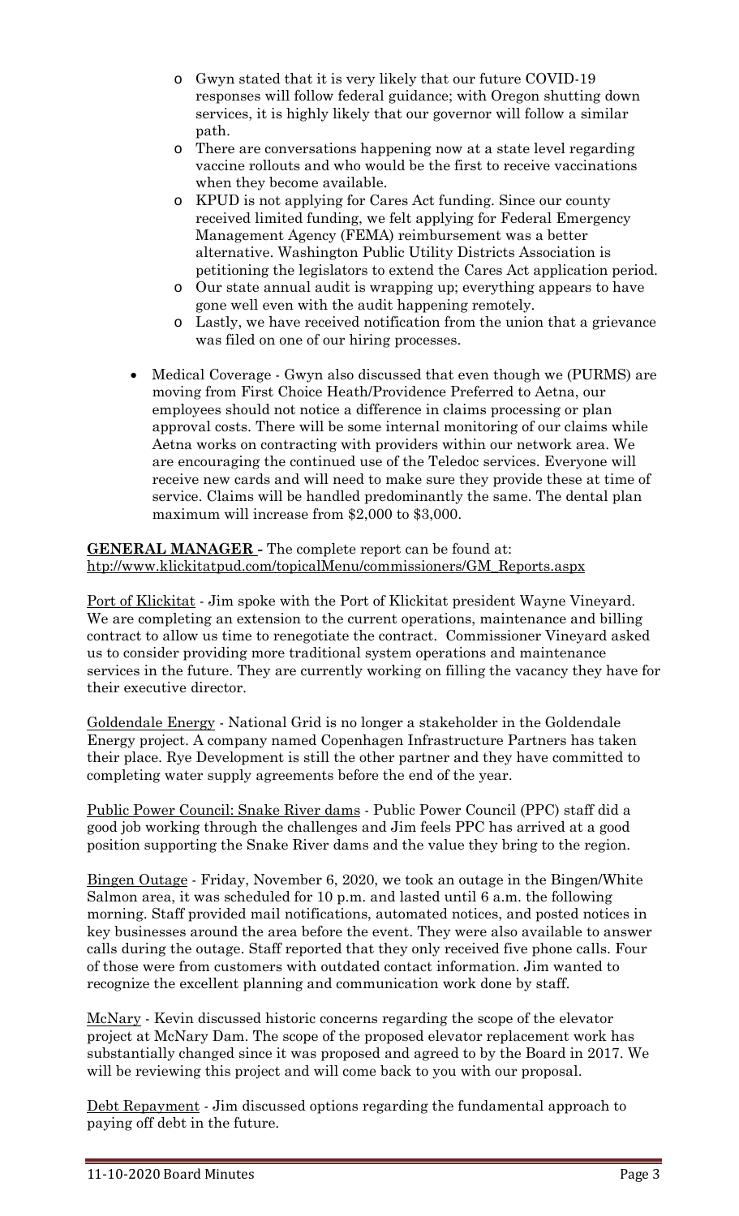- Gwyn stated that it is very likely that our future COVID-19 responses will follow federal guidance; with Oregon shutting down services, it is highly likely that our governor will follow a similar path.
  - There are conversations happening now at a state level regarding vaccine rollouts and who would be the first to receive vaccinations when they become available.
  - KPUD is not applying for Cares Act funding. Since our county received limited funding, we felt applying for Federal Emergency Management Agency (FEMA) reimbursement was a better alternative. Washington Public Utility Districts Association is petitioning the legislators to extend the Cares Act application period.
  - Our state annual audit is wrapping up; everything appears to have gone well even with the audit happening remotely.
  - Lastly, we have received notification from the union that a grievance was filed on one of our hiring processes.

- Medical Coverage - Gwyn also discussed that even though we (PURMS) are moving from First Choice Heath/Providence Preferred to Aetna, our employees should not notice a difference in claims processing or plan approval costs. There will be some internal monitoring of our claims while Aetna works on contracting with providers within our network area. We are encouraging the continued use of the Teledoc services. Everyone will receive new cards and will need to make sure they provide these at time of service. Claims will be handled predominantly the same. The dental plan maximum will increase from $2,000 to $3,000.

**GENERAL MANAGER** - The complete report can be found at: http://www.klickitatpud.com/topicalMenu/commissioners/GM_Reports.aspx

Port of Klickitat - Jim spoke with the Port of Klickitat president Wayne Vineyard. We are completing an extension to the current operations, maintenance and billing contract to allow us time to renegotiate the contract. Commissioner Vineyard asked us to consider providing more traditional system operations and maintenance services in the future. They are currently working on filling the vacancy they have for their executive director.

Goldendale Energy - National Grid is no longer a stakeholder in the Goldendale Energy project. A company named Copenhagen Infrastructure Partners has taken their place. Rye Development is still the other partner and they have committed to completing water supply agreements before the end of the year.

Public Power Council: Snake River dams - Public Power Council (PPC) staff did a good job working through the challenges and Jim feels PPC has arrived at a good position supporting the Snake River dams and the value they bring to the region.

Bingen Outage - Friday, November 6, 2020, we took an outage in the Bingen/White Salmon area, it was scheduled for 10 p.m. and lasted until 6 a.m. the following morning. Staff provided mail notifications, automated notices, and posted notices in key businesses around the area before the event. They were also available to answer calls during the outage. Staff reported that they only received five phone calls. Four of those were from customers with outdated contact information. Jim wanted to recognize the excellent planning and communication work done by staff.

McNary - Kevin discussed historic concerns regarding the scope of the elevator project at McNary Dam. The scope of the proposed elevator replacement work has substantially changed since it was proposed and agreed to by the Board in 2017. We will be reviewing this project and will come back to you with our proposal.

Debt Repayment - Jim discussed options regarding the fundamental approach to paying off debt in the future.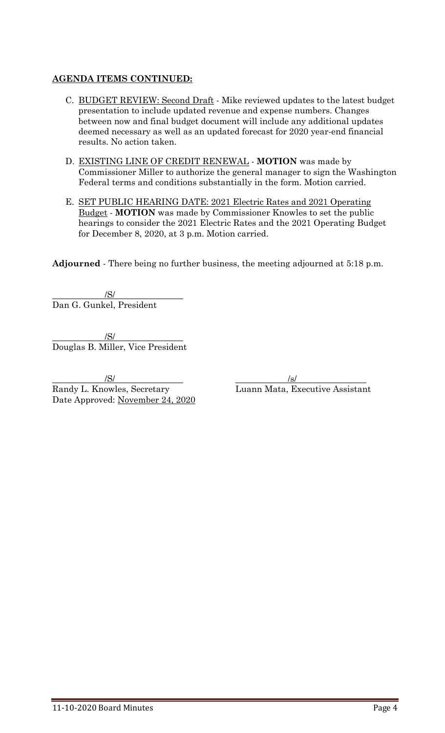**AGENDA ITEMS CONTINUED:**

C. BUDGET REVIEW: Second Draft - Mike reviewed updates to the latest budget presentation to include updated revenue and expense numbers. Changes between now and final budget document will include any additional updates deemed necessary as well as an updated forecast for 2020 year-end financial results. No action taken.

D. EXISTING LINE OF CREDIT RENEWAL - **MOTION** was made by Commissioner Miller to authorize the general manager to sign the Washington Federal terms and conditions substantially in the form. Motion carried.

E. SET PUBLIC HEARING DATE: 2021 Electric Rates and 2021 Operating Budget - **MOTION** was made by Commissioner Knowles to set the public hearings to consider the 2021 Electric Rates and the 2021 Operating Budget for December 8, 2020, at 3 p.m. Motion carried.

**Adjourned** - There being no further business, the meeting adjourned at 5:18 p.m.

/S/
Dan G. Gunkel, President

/S/
Douglas B. Miller, Vice President

/S/
Randy L. Knowles, Secretary
Date Approved: November 24, 2020

/s/
Luann Mata, Executive Assistant